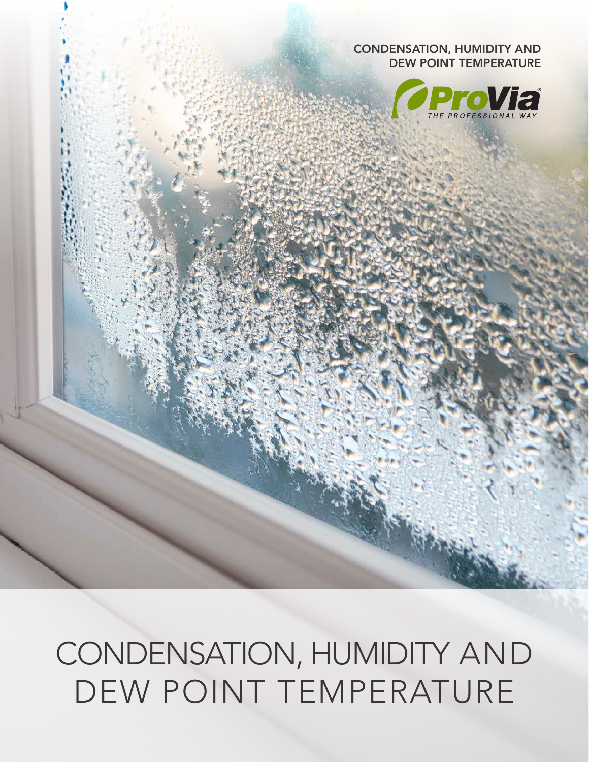CONDENSATION, HUMIDITY AND DEW POINT TEMPERATURE

ProVia®

*THE PROFESSIONAL WAY*

# CONDENSATION, HUMIDITY AND DEW POINT TEMPERATURE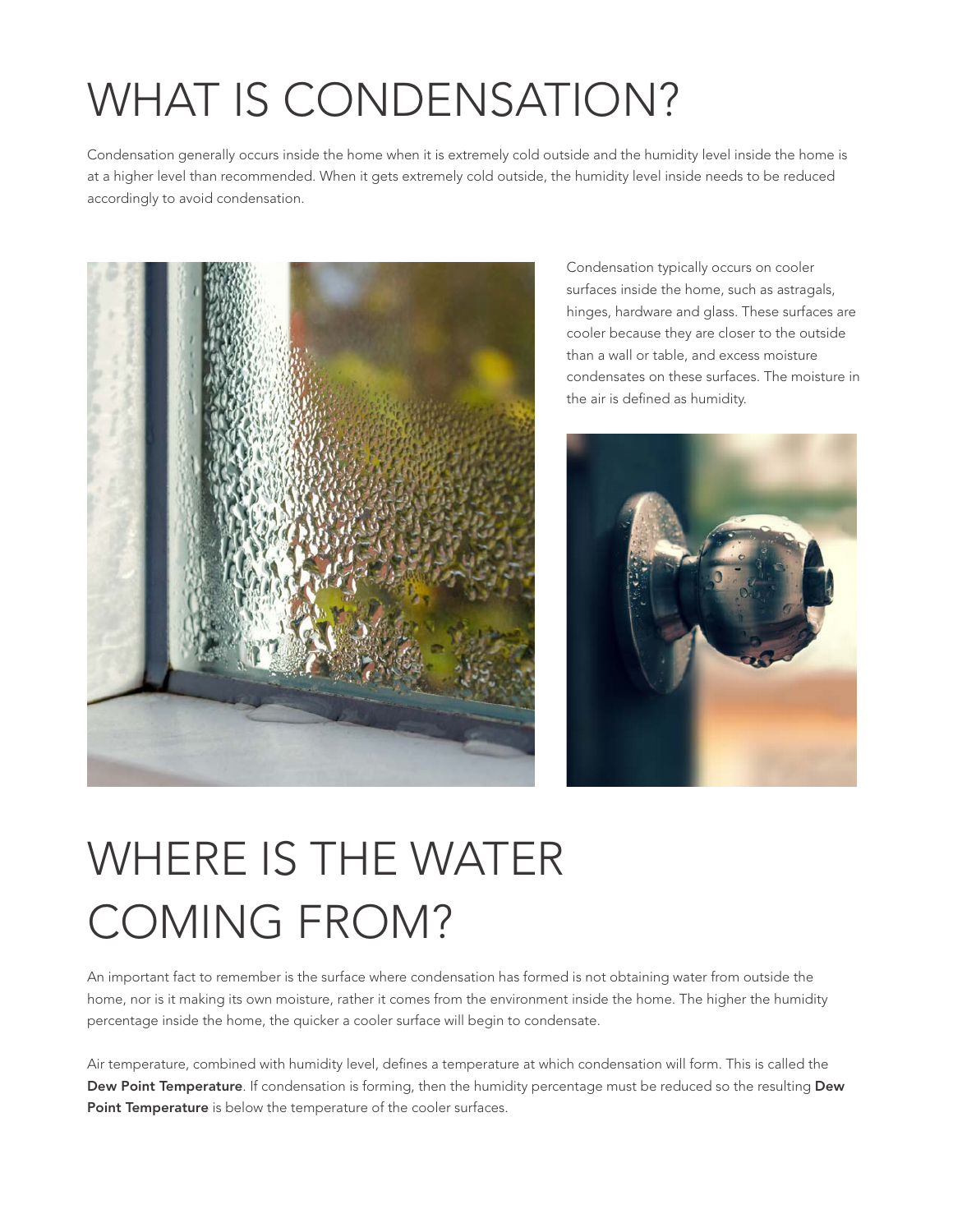# WHAT IS CONDENSATION?

Condensation generally occurs inside the home when it is extremely cold outside and the humidity level inside the home is at a higher level than recommended. When it gets extremely cold outside, the humidity level inside needs to be reduced accordingly to avoid condensation.

Condensation typically occurs on cooler surfaces inside the home, such as astragals, hinges, hardware and glass. These surfaces are cooler because they are closer to the outside than a wall or table, and excess moisture condensates on these surfaces. The moisture in the air is defined as humidity.

# WHERE IS THE WATER COMING FROM?

An important fact to remember is the surface where condensation has formed is not obtaining water from outside the home, nor is it making its own moisture, rather it comes from the environment inside the home. The higher the humidity percentage inside the home, the quicker a cooler surface will begin to condensate.

Air temperature, combined with humidity level, defines a temperature at which condensation will form. This is called the **Dew Point Temperature**. If condensation is forming, then the humidity percentage must be reduced so the resulting **Dew Point Temperature** is below the temperature of the cooler surfaces.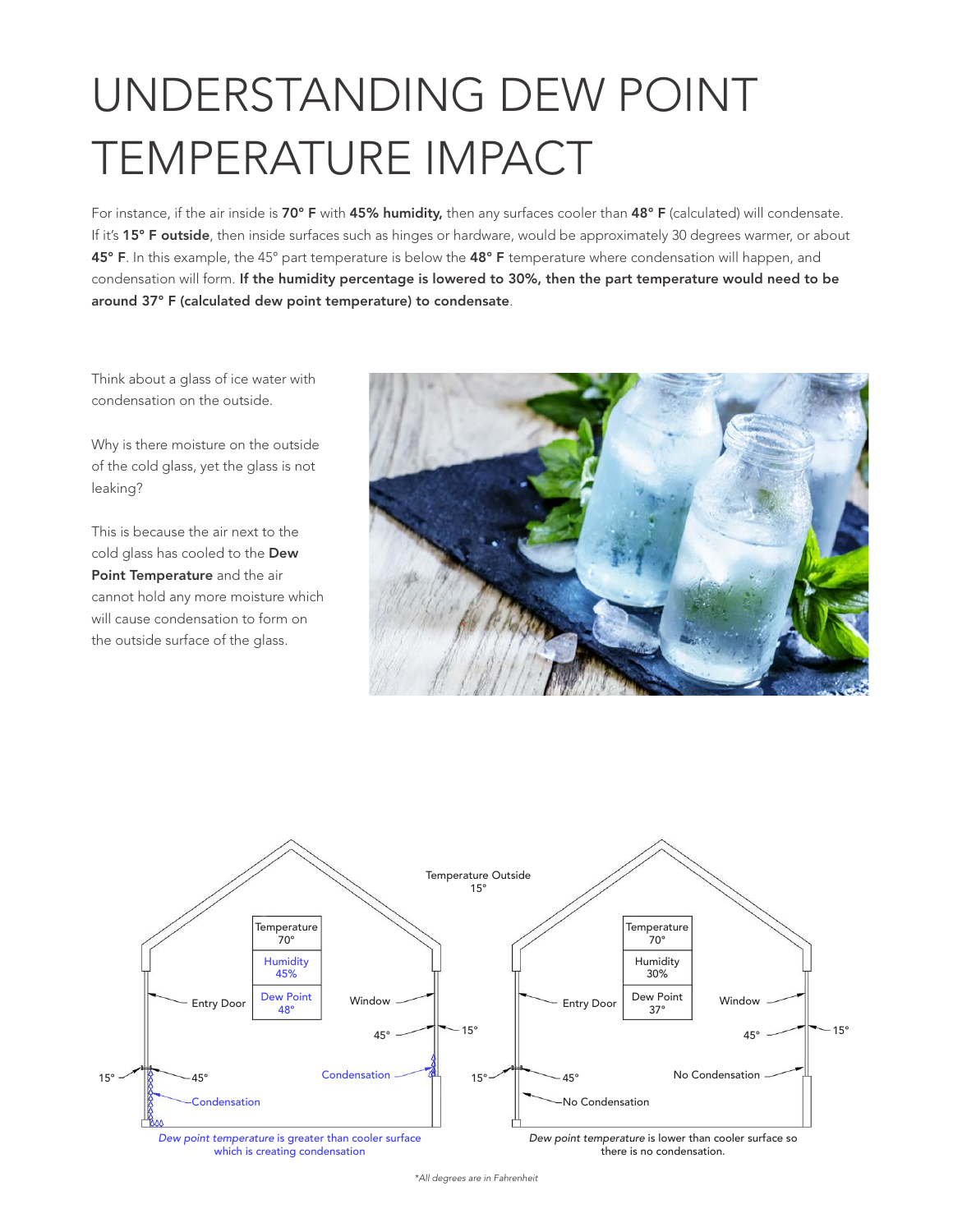# UNDERSTANDING DEW POINT TEMPERATURE IMPACT

For instance, if the air inside is **70° F** with **45% humidity,** then any surfaces cooler than **48° F** (calculated) will condensate. If it's **15° F outside**, then inside surfaces such as hinges or hardware, would be approximately 30 degrees warmer, or about **45° F**. In this example, the 45° part temperature is below the **48° F** temperature where condensation will happen, and condensation will form. **If the humidity percentage is lowered to 30%, then the part temperature would need to be around 37° F (calculated dew point temperature) to condensate**.

Think about a glass of ice water with condensation on the outside.

Why is there moisture on the outside of the cold glass, yet the glass is not leaking?

This is because the air next to the cold glass has cooled to the **Dew Point Temperature** and the air cannot hold any more moisture which will cause condensation to form on the outside surface of the glass.

Temperature Outside 15°

| Temperature |
| --- |
| 70° |
| Humidity 45% |
| Dew Point 48° |

Entry Door — Window — 45° — 15° — Condensation — 15° — 45° — Condensation

*Dew point temperature* is greater than cooler surface which is creating condensation

| Temperature |
| --- |
| 70° |
| Humidity 30% |
| Dew Point 37° |

Entry Door — Window — 45° — 15° — No Condensation — 15° — 45° — No Condensation

*Dew point temperature* is lower than cooler surface so there is no condensation.

*\*All degrees are in Fahrenheit*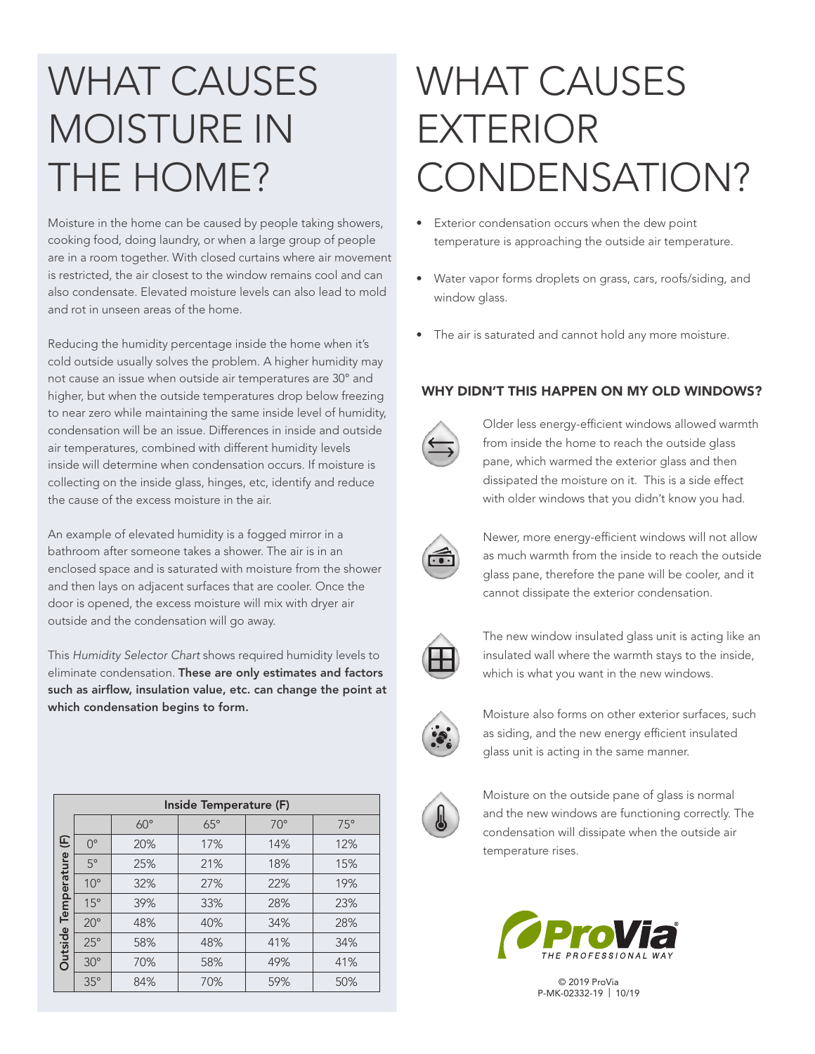# WHAT CAUSES MOISTURE IN THE HOME?

Moisture in the home can be caused by people taking showers, cooking food, doing laundry, or when a large group of people are in a room together. With closed curtains where air movement is restricted, the air closest to the window remains cool and can also condensate. Elevated moisture levels can also lead to mold and rot in unseen areas of the home.

Reducing the humidity percentage inside the home when it's cold outside usually solves the problem. A higher humidity may not cause an issue when outside air temperatures are 30° and higher, but when the outside temperatures drop below freezing to near zero while maintaining the same inside level of humidity, condensation will be an issue. Differences in inside and outside air temperatures, combined with different humidity levels inside will determine when condensation occurs. If moisture is collecting on the inside glass, hinges, etc, identify and reduce the cause of the excess moisture in the air.

An example of elevated humidity is a fogged mirror in a bathroom after someone takes a shower. The air is in an enclosed space and is saturated with moisture from the shower and then lays on adjacent surfaces that are cooler. Once the door is opened, the excess moisture will mix with dryer air outside and the condensation will go away.

This *Humidity Selector Chart* shows required humidity levels to eliminate condensation. **These are only estimates and factors such as airflow, insulation value, etc. can change the point at which condensation begins to form.**

| Outside Temperature (F) | Inside Temperature (F) | | | |
|---|---|---|---|---|
| | 60° | 65° | 70° | 75° |
| 0° | 20% | 17% | 14% | 12% |
| 5° | 25% | 21% | 18% | 15% |
| 10° | 32% | 27% | 22% | 19% |
| 15° | 39% | 33% | 28% | 23% |
| 20° | 48% | 40% | 34% | 28% |
| 25° | 58% | 48% | 41% | 34% |
| 30° | 70% | 58% | 49% | 41% |
| 35° | 84% | 70% | 59% | 50% |

# WHAT CAUSES EXTERIOR CONDENSATION?

- Exterior condensation occurs when the dew point temperature is approaching the outside air temperature.
- Water vapor forms droplets on grass, cars, roofs/siding, and window glass.
- The air is saturated and cannot hold any more moisture.

## WHY DIDN'T THIS HAPPEN ON MY OLD WINDOWS?

Older less energy-efficient windows allowed warmth from inside the home to reach the outside glass pane, which warmed the exterior glass and then dissipated the moisture on it. This is a side effect with older windows that you didn't know you had.

Newer, more energy-efficient windows will not allow as much warmth from the inside to reach the outside glass pane, therefore the pane will be cooler, and it cannot dissipate the exterior condensation.

The new window insulated glass unit is acting like an insulated wall where the warmth stays to the inside, which is what you want in the new windows.

Moisture also forms on other exterior surfaces, such as siding, and the new energy efficient insulated glass unit is acting in the same manner.

Moisture on the outside pane of glass is normal and the new windows are functioning correctly. The condensation will dissipate when the outside air temperature rises.

ProVia® THE PROFESSIONAL WAY

© 2019 ProVia
P-MK-02332-19 | 10/19